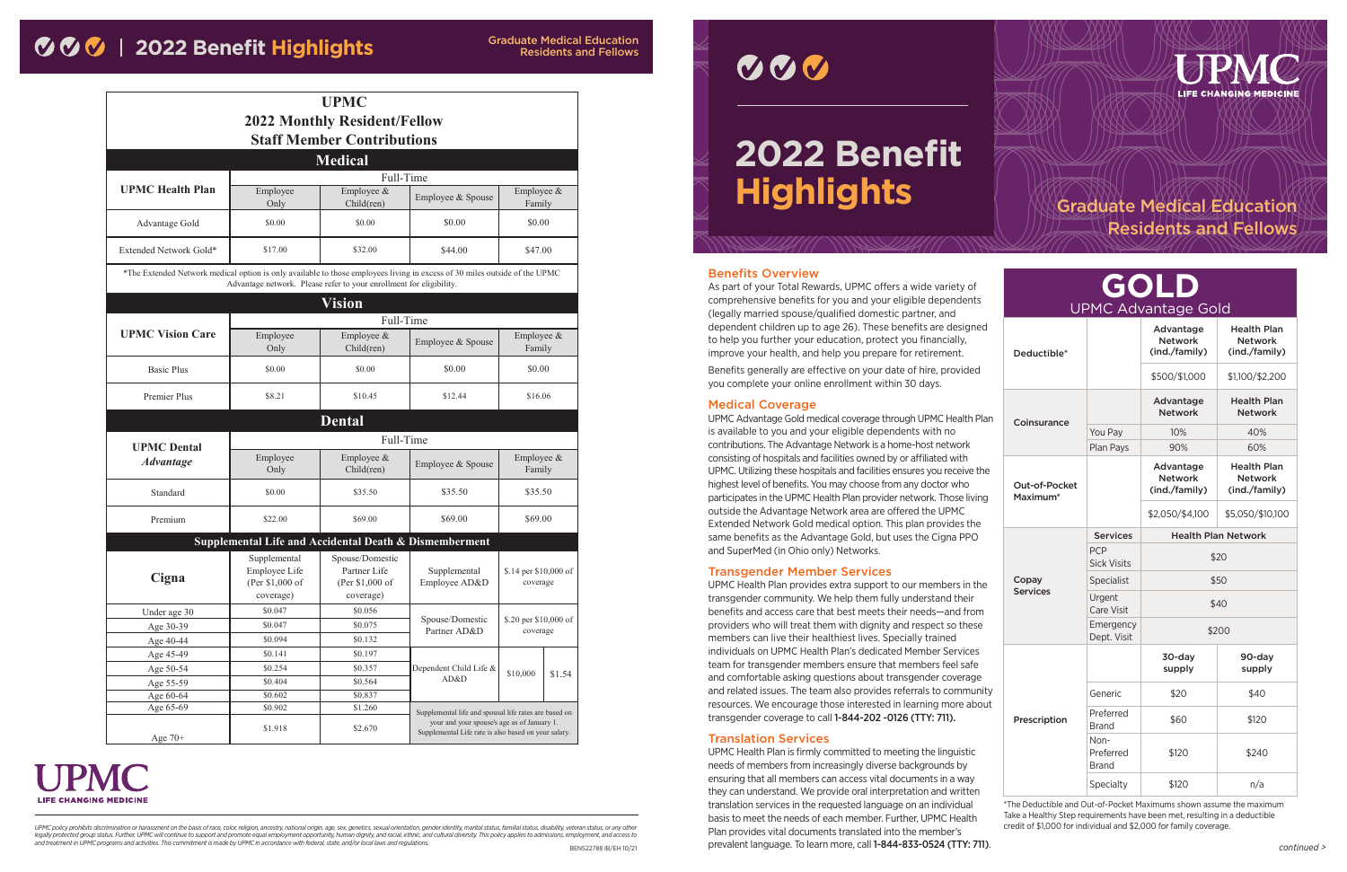# 2022 Benefit Highlights

Graduate Medical Education Residents and Fellows

## UPMC 2022 Monthly Resident/Fellow Staff Member Contributions

### Medical

| UPMC Health Plan | Full-Time | | | |
|---|---|---|---|---|
| | Employee Only | Employee & Child(ren) | Employee & Spouse | Employee & Family |
| Advantage Gold | $0.00 | $0.00 | $0.00 | $0.00 |
| Extended Network Gold* | $17.00 | $32.00 | $44.00 | $47.00 |

*The Extended Network medical option is only available to those employees living in excess of 30 miles outside of the UPMC Advantage network. Please refer to your enrollment for eligibility.

### Vision

| UPMC Vision Care | Full-Time | | | |
|---|---|---|---|---|
| | Employee Only | Employee & Child(ren) | Employee & Spouse | Employee & Family |
| Basic Plus | $0.00 | $0.00 | $0.00 | $0.00 |
| Premier Plus | $8.21 | $10.45 | $12.44 | $16.06 |

### Dental

| UPMC Dental *Advantage* | Full-Time | | | |
|---|---|---|---|---|
| | Employee Only | Employee & Child(ren) | Employee & Spouse | Employee & Family |
| Standard | $0.00 | $35.50 | $35.50 | $35.50 |
| Premium | $22.00 | $69.00 | $69.00 | $69.00 |

### Supplemental Life and Accidental Death & Dismemberment

| Cigna | Supplemental Employee Life (Per $1,000 of coverage) | Spouse/Domestic Partner Life (Per $1,000 of coverage) | | |
|---|---|---|---|---|
| Under age 30 | $0.047 | $0.056 | Supplemental Employee AD&D | $.14 per $10,000 of coverage |
| Age 30-39 | $0.047 | $0.075 | Spouse/Domestic Partner AD&D | $.20 per $10,000 of coverage |
| Age 40-44 | $0.094 | $0.132 | | |
| Age 45-49 | $0.141 | $0.197 | Dependent Child Life & AD&D | $10,000 — $1.54 |
| Age 50-54 | $0.254 | $0.357 | | |
| Age 55-59 | $0.404 | $0.564 | | |
| Age 60-64 | $0.602 | $0.837 | | |
| Age 65-69 | $0.902 | $1.260 | Supplemental life and spousal life rates are based on your and your spouse's age as of January 1. Supplemental Life rate is also based on your salary. | |
| Age 70+ | $1.918 | $2.670 | | |

UPMC policy prohibits discrimination or harassment on the basis of race, color, religion, ancestry, national origin, age, sex, genetics, sexual orientation, gender identity, marital status, familial status, disability, veteran status, or any other legally protected group status. Further, UPMC will continue to support and promote equal employment opportunity, human dignity, and racial, ethnic, and cultural diversity. This policy applies to admissions, employment, and access to and treatment in UPMC programs and activities. This commitment is made by UPMC in accordance with federal, state, and/or local laws and regulations.

BEN522788 IB/EH 10/21

# 2022 Benefit Highlights

Graduate Medical Education Residents and Fellows

## Benefits Overview

As part of your Total Rewards, UPMC offers a wide variety of comprehensive benefits for you and your eligible dependents (legally married spouse/qualified domestic partner, and dependent children up to age 26). These benefits are designed to help you further your education, protect you financially, improve your health, and help you prepare for retirement.

Benefits generally are effective on your date of hire, provided you complete your online enrollment within 30 days.

## Medical Coverage

UPMC Advantage Gold medical coverage through UPMC Health Plan is available to you and your eligible dependents with no contributions. The Advantage Network is a home-host network consisting of hospitals and facilities owned by or affiliated with UPMC. Utilizing these hospitals and facilities ensures you receive the highest level of benefits. You may choose from any doctor who participates in the UPMC Health Plan provider network. Those living outside the Advantage Network area are offered the UPMC Extended Network Gold medical option. This plan provides the same benefits as the Advantage Gold, but uses the Cigna PPO and SuperMed (in Ohio only) Networks.

## Transgender Member Services

UPMC Health Plan provides extra support to our members in the transgender community. We help them fully understand their benefits and access care that best meets their needs—and from providers who will treat them with dignity and respect so these members can live their healthiest lives. Specially trained individuals on UPMC Health Plan's dedicated Member Services team for transgender members ensure that members feel safe and comfortable asking questions about transgender coverage and related issues. The team also provides referrals to community resources. We encourage those interested in learning more about transgender coverage to call **1-844-202 -0126 (TTY: 711).**

## Translation Services

UPMC Health Plan is firmly committed to meeting the linguistic needs of members from increasingly diverse backgrounds by ensuring that all members can access vital documents in a way they can understand. We provide oral interpretation and written translation services in the requested language on an individual basis to meet the needs of each member. Further, UPMC Health Plan provides vital documents translated into the member's prevalent language. To learn more, call **1-844-833-0524 (TTY: 711).**

## GOLD
### UPMC Advantage Gold

| | | | |
|---|---|---|---|
| Deductible* | | Advantage Network (ind./family) | Health Plan Network (ind./family) |
| | | $500/$1,000 | $1,100/$2,200 |
| Coinsurance | | Advantage Network | Health Plan Network |
| | You Pay | 10% | 40% |
| | Plan Pays | 90% | 60% |
| Out-of-Pocket Maximum* | | Advantage Network (ind./family) | Health Plan Network (ind./family) |
| | | $2,050/$4,100 | $5,050/$10,100 |
| Copay Services | Services | Health Plan Network | |
| | PCP Sick Visits | $20 | |
| | Specialist | $50 | |
| | Urgent Care Visit | $40 | |
| | Emergency Dept. Visit | $200 | |
| Prescription | | 30-day supply | 90-day supply |
| | Generic | $20 | $40 |
| | Preferred Brand | $60 | $120 |
| | Non-Preferred Brand | $120 | $240 |
| | Specialty | $120 | n/a |

*The Deductible and Out-of-Pocket Maximums shown assume the maximum Take a Healthy Step requirements have been met, resulting in a deductible credit of $1,000 for individual and $2,000 for family coverage.

continued >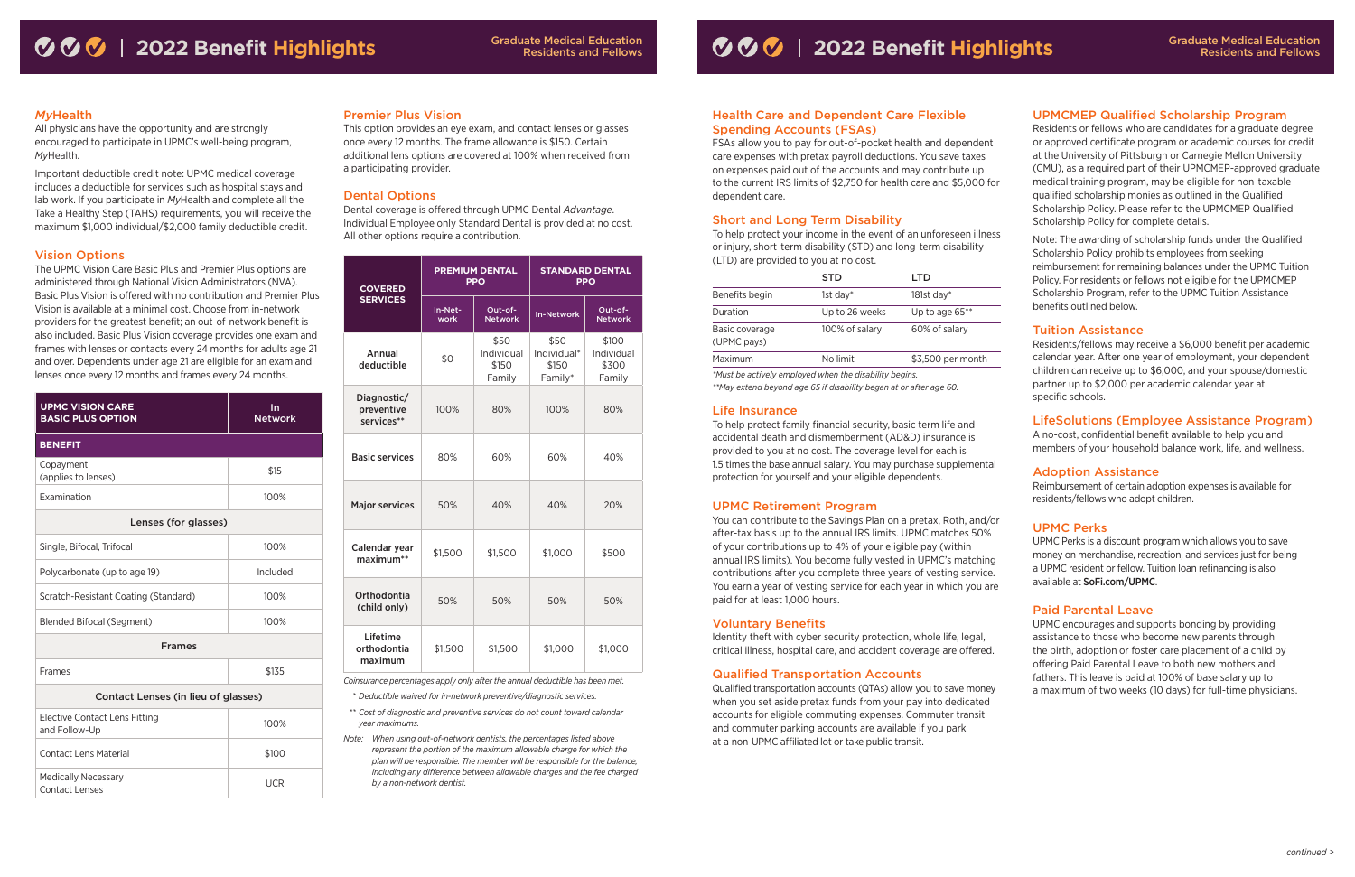# 2022 Benefit Highlights

Graduate Medical Education
Residents and Fellows

## *My*Health

All physicians have the opportunity and are strongly encouraged to participate in UPMC's well-being program, *My*Health.

Important deductible credit note: UPMC medical coverage includes a deductible for services such as hospital stays and lab work. If you participate in *My*Health and complete all the Take a Healthy Step (TAHS) requirements, you will receive the maximum $1,000 individual/$2,000 family deductible credit.

## Vision Options

The UPMC Vision Care Basic Plus and Premier Plus options are administered through National Vision Administrators (NVA). Basic Plus Vision is offered with no contribution and Premier Plus Vision is available at a minimal cost. Choose from in-network providers for the greatest benefit; an out-of-network benefit is also included. Basic Plus Vision coverage provides one exam and frames with lenses or contacts every 24 months for adults age 21 and over. Dependents under age 21 are eligible for an exam and lenses once every 12 months and frames every 24 months.

| UPMC VISION CARE BASIC PLUS OPTION | In Network |
|---|---|
| **BENEFIT** | |
| Copayment (applies to lenses) | $15 |
| Examination | 100% |
| **Lenses (for glasses)** | |
| Single, Bifocal, Trifocal | 100% |
| Polycarbonate (up to age 19) | Included |
| Scratch-Resistant Coating (Standard) | 100% |
| Blended Bifocal (Segment) | 100% |
| **Frames** | |
| Frames | $135 |
| **Contact Lenses (in lieu of glasses)** | |
| Elective Contact Lens Fitting and Follow-Up | 100% |
| Contact Lens Material | $100 |
| Medically Necessary Contact Lenses | UCR |

## Premier Plus Vision

This option provides an eye exam, and contact lenses or glasses once every 12 months. The frame allowance is $150. Certain additional lens options are covered at 100% when received from a participating provider.

## Dental Options

Dental coverage is offered through UPMC Dental *Advantage*. Individual Employee only Standard Dental is provided at no cost. All other options require a contribution.

| COVERED SERVICES | PREMIUM DENTAL PPO | | STANDARD DENTAL PPO | |
|---|---|---|---|---|
| | In-Network | Out-of-Network | In-Network | Out-of-Network |
| Annual deductible | $0 | $50 Individual $150 Family | $50 Individual* $150 Family* | $100 Individual $300 Family |
| Diagnostic/ preventive services** | 100% | 80% | 100% | 80% |
| Basic services | 80% | 60% | 60% | 40% |
| Major services | 50% | 40% | 40% | 20% |
| Calendar year maximum** | $1,500 | $1,500 | $1,000 | $500 |
| Orthodontia (child only) | 50% | 50% | 50% | 50% |
| Lifetime orthodontia maximum | $1,500 | $1,500 | $1,000 | $1,000 |

*Coinsurance percentages apply only after the annual deductible has been met.*

\* *Deductible waived for in-network preventive/diagnostic services.*

\*\* *Cost of diagnostic and preventive services do not count toward calendar year maximums.*

Note: *When using out-of-network dentists, the percentages listed above represent the portion of the maximum allowable charge for which the plan will be responsible. The member will be responsible for the balance, including any difference between allowable charges and the fee charged by a non-network dentist.*

## Health Care and Dependent Care Flexible Spending Accounts (FSAs)

FSAs allow you to pay for out-of-pocket health and dependent care expenses with pretax payroll deductions. You save taxes on expenses paid out of the accounts and may contribute up to the current IRS limits of $2,750 for health care and $5,000 for dependent care.

## Short and Long Term Disability

To help protect your income in the event of an unforeseen illness or injury, short-term disability (STD) and long-term disability (LTD) are provided to you at no cost.

| | STD | LTD |
|---|---|---|
| Benefits begin | 1st day* | 181st day* |
| Duration | Up to 26 weeks | Up to age 65** |
| Basic coverage (UPMC pays) | 100% of salary | 60% of salary |
| Maximum | No limit | $3,500 per month |

*\*Must be actively employed when the disability begins.*

*\*\*May extend beyond age 65 if disability began at or after age 60.*

## Life Insurance

To help protect family financial security, basic term life and accidental death and dismemberment (AD&D) insurance is provided to you at no cost. The coverage level for each is 1.5 times the base annual salary. You may purchase supplemental protection for yourself and your eligible dependents.

## UPMC Retirement Program

You can contribute to the Savings Plan on a pretax, Roth, and/or after-tax basis up to the annual IRS limits. UPMC matches 50% of your contributions up to 4% of your eligible pay (within annual IRS limits). You become fully vested in UPMC's matching contributions after you complete three years of vesting service. You earn a year of vesting service for each year in which you are paid for at least 1,000 hours.

## Voluntary Benefits

Identity theft with cyber security protection, whole life, legal, critical illness, hospital care, and accident coverage are offered.

## Qualified Transportation Accounts

Qualified transportation accounts (QTAs) allow you to save money when you set aside pretax funds from your pay into dedicated accounts for eligible commuting expenses. Commuter transit and commuter parking accounts are available if you park at a non-UPMC affiliated lot or take public transit.

## UPMCMEP Qualified Scholarship Program

Residents or fellows who are candidates for a graduate degree or approved certificate program or academic courses for credit at the University of Pittsburgh or Carnegie Mellon University (CMU), as a required part of their UPMCMEP-approved graduate medical training program, may be eligible for non-taxable qualified scholarship monies as outlined in the Qualified Scholarship Policy. Please refer to the UPMCMEP Qualified Scholarship Policy for complete details.

Note: The awarding of scholarship funds under the Qualified Scholarship Policy prohibits employees from seeking reimbursement for remaining balances under the UPMC Tuition Policy. For residents or fellows not eligible for the UPMCMEP Scholarship Program, refer to the UPMC Tuition Assistance benefits outlined below.

## Tuition Assistance

Residents/fellows may receive a $6,000 benefit per academic calendar year. After one year of employment, your dependent children can receive up to $6,000, and your spouse/domestic partner up to $2,000 per academic calendar year at specific schools.

## LifeSolutions (Employee Assistance Program)

A no-cost, confidential benefit available to help you and members of your household balance work, life, and wellness.

## Adoption Assistance

Reimbursement of certain adoption expenses is available for residents/fellows who adopt children.

## UPMC Perks

UPMC Perks is a discount program which allows you to save money on merchandise, recreation, and services just for being a UPMC resident or fellow. Tuition loan refinancing is also available at **SoFi.com/UPMC**.

## Paid Parental Leave

UPMC encourages and supports bonding by providing assistance to those who become new parents through the birth, adoption or foster care placement of a child by offering Paid Parental Leave to both new mothers and fathers. This leave is paid at 100% of base salary up to a maximum of two weeks (10 days) for full-time physicians.

*continued >*